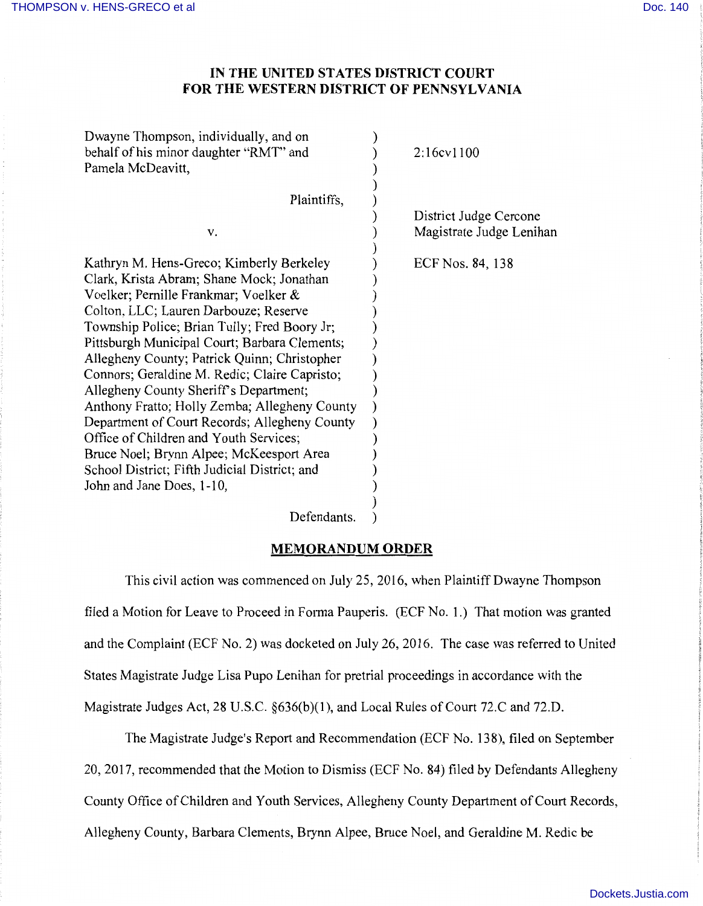# IN THE UNITED STATES DISTRICT COURT FOR THE WESTERN DISTRICT OF PENNSYLVANIA

| | |
|---|---|
| Dwayne Thompson, individually, and on behalf of his minor daughter "RMT" and Pamela McDeavitt,<br><br>Plaintiffs,<br><br>v.<br><br>Kathryn M. Hens-Greco; Kimberly Berkeley Clark, Krista Abram; Shane Mock; Jonathan Voelker; Pernille Frankmar; Voelker & Colton, LLC; Lauren Darbouze; Reserve Township Police; Brian Tully; Fred Boory Jr; Pittsburgh Municipal Court; Barbara Clements; Allegheny County; Patrick Quinn; Christopher Connors; Geraldine M. Redic; Claire Capristo; Allegheny County Sheriff's Department; Anthony Fratto; Holly Zemba; Allegheny County Department of Court Records; Allegheny County Office of Children and Youth Services; Bruce Noel; Brynn Alpee; McKeesport Area School District; Fifth Judicial District; and John and Jane Does, 1-10,<br><br>Defendants. | 2:16cv1100<br><br>District Judge Cercone<br>Magistrate Judge Lenihan<br><br>ECF Nos. 84, 138 |

## MEMORANDUM ORDER

This civil action was commenced on July 25, 2016, when Plaintiff Dwayne Thompson filed a Motion for Leave to Proceed in Forma Pauperis. (ECF No. 1.) That motion was granted and the Complaint (ECF No. 2) was docketed on July 26, 2016. The case was referred to United States Magistrate Judge Lisa Pupo Lenihan for pretrial proceedings in accordance with the Magistrate Judges Act, 28 U.S.C. §636(b)(1), and Local Rules of Court 72.C and 72.D.

The Magistrate Judge's Report and Recommendation (ECF No. 138), filed on September 20, 2017, recommended that the Motion to Dismiss (ECF No. 84) filed by Defendants Allegheny County Office of Children and Youth Services, Allegheny County Department of Court Records, Allegheny County, Barbara Clements, Brynn Alpee, Bruce Noel, and Geraldine M. Redic be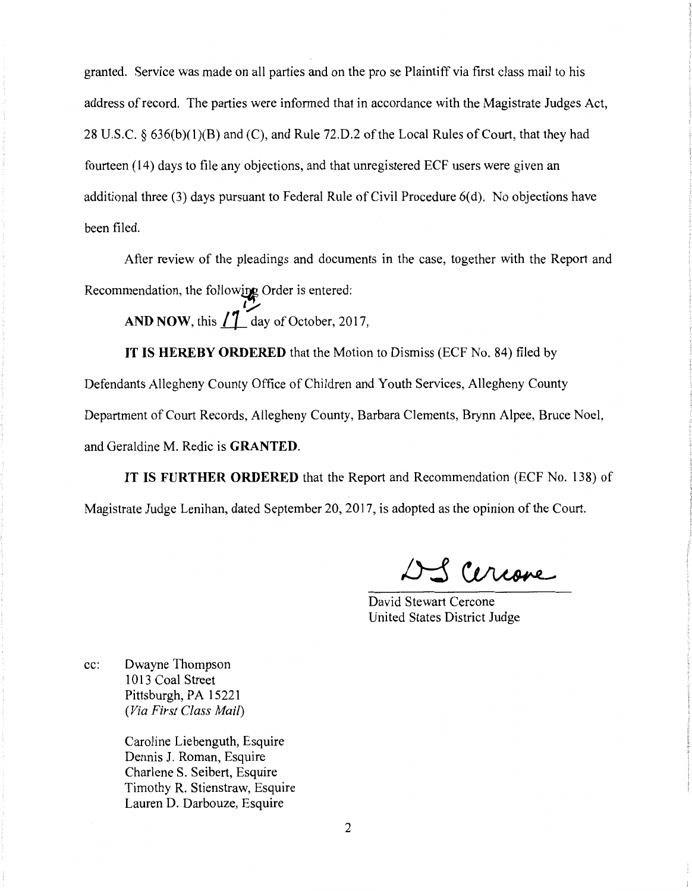granted. Service was made on all parties and on the pro se Plaintiff via first class mail to his address of record. The parties were informed that in accordance with the Magistrate Judges Act, 28 U.S.C. § 636(b)(1)(B) and (C), and Rule 72.D.2 of the Local Rules of Court, that they had fourteen (14) days to file any objections, and that unregistered ECF users were given an additional three (3) days pursuant to Federal Rule of Civil Procedure 6(d). No objections have been filed.

After review of the pleadings and documents in the case, together with the Report and Recommendation, the following Order is entered:

**AND NOW**, this 17 day of October, 2017,

**IT IS HEREBY ORDERED** that the Motion to Dismiss (ECF No. 84) filed by Defendants Allegheny County Office of Children and Youth Services, Allegheny County Department of Court Records, Allegheny County, Barbara Clements, Brynn Alpee, Bruce Noel, and Geraldine M. Redic is **GRANTED**.

**IT IS FURTHER ORDERED** that the Report and Recommendation (ECF No. 138) of Magistrate Judge Lenihan, dated September 20, 2017, is adopted as the opinion of the Court.

DS Cercone

David Stewart Cercone
United States District Judge

cc: Dwayne Thompson
1013 Coal Street
Pittsburgh, PA 15221
*(Via First Class Mail)*

Caroline Liebenguth, Esquire
Dennis J. Roman, Esquire
Charlene S. Seibert, Esquire
Timothy R. Stienstraw, Esquire
Lauren D. Darbouze, Esquire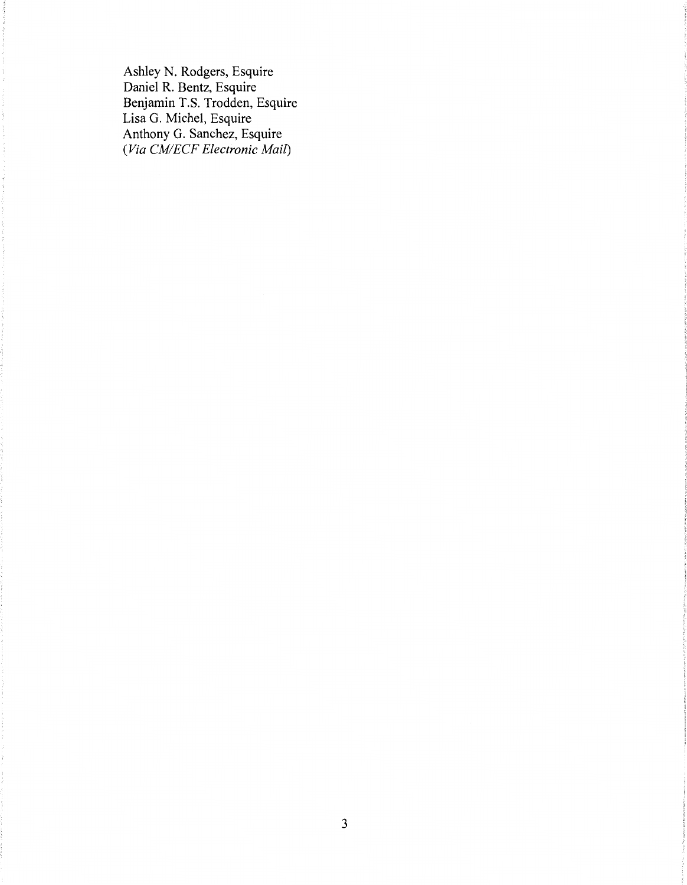Ashley N. Rodgers, Esquire
Daniel R. Bentz, Esquire
Benjamin T.S. Trodden, Esquire
Lisa G. Michel, Esquire
Anthony G. Sanchez, Esquire
*(Via CM/ECF Electronic Mail)*